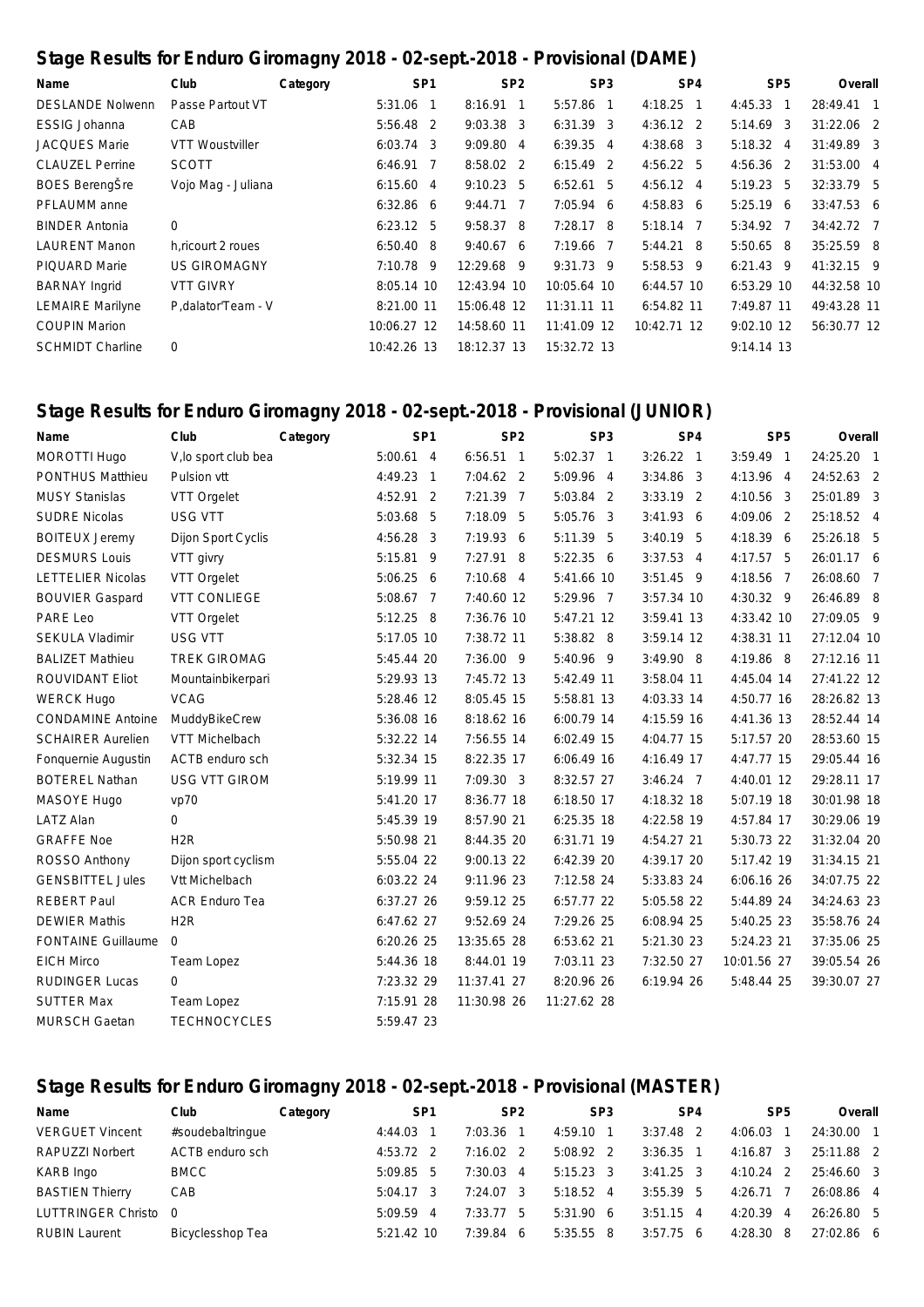## Stage Results for Enduro Giromagny 2018 - 02-sept.-2018 - Provisional (DAME)

| Name | Club | Category | SP1 | SP2 | SP3 | SP4 | SP5 | Overall |
|---|---|---|---|---|---|---|---|---|
| DESLANDE Nolwenn | Passe Partout VT | | 5:31.06 1 | 8:16.91 1 | 5:57.86 1 | 4:18.25 1 | 4:45.33 1 | 28:49.41 1 |
| ESSIG Johanna | CAB | | 5:56.48 2 | 9:03.38 3 | 6:31.39 3 | 4:36.12 2 | 5:14.69 3 | 31:22.06 2 |
| JACQUES Marie | VTT Woustviller | | 6:03.74 3 | 9:09.80 4 | 6:39.35 4 | 4:38.68 3 | 5:18.32 4 | 31:49.89 3 |
| CLAUZEL Perrine | SCOTT | | 6:46.91 7 | 8:58.02 2 | 6:15.49 2 | 4:56.22 5 | 4:56.36 2 | 31:53.00 4 |
| BOES BerengŠre | Vojo Mag - Juliana | | 6:15.60 4 | 9:10.23 5 | 6:52.61 5 | 4:56.12 4 | 5:19.23 5 | 32:33.79 5 |
| PFLAUMM anne | | | 6:32.86 6 | 9:44.71 7 | 7:05.94 6 | 4:58.83 6 | 5:25.19 6 | 33:47.53 6 |
| BINDER Antonia | 0 | | 6:23.12 5 | 9:58.37 8 | 7:28.17 8 | 5:18.14 7 | 5:34.92 7 | 34:42.72 7 |
| LAURENT Manon | h,ricourt 2 roues | | 6:50.40 8 | 9:40.67 6 | 7:19.66 7 | 5:44.21 8 | 5:50.65 8 | 35:25.59 8 |
| PIQUARD Marie | US GIROMAGNY | | 7:10.78 9 | 12:29.68 9 | 9:31.73 9 | 5:58.53 9 | 6:21.43 9 | 41:32.15 9 |
| BARNAY Ingrid | VTT GIVRY | | 8:05.14 10 | 12:43.94 10 | 10:05.64 10 | 6:44.57 10 | 6:53.29 10 | 44:32.58 10 |
| LEMAIRE Marilyne | P,dalator'Team - V | | 8:21.00 11 | 15:06.48 12 | 11:31.11 11 | 6:54.82 11 | 7:49.87 11 | 49:43.28 11 |
| COUPIN Marion | | | 10:06.27 12 | 14:58.60 11 | 11:41.09 12 | 10:42.71 12 | 9:02.10 12 | 56:30.77 12 |
| SCHMIDT Charline | 0 | | 10:42.26 13 | 18:12.37 13 | 15:32.72 13 | | 9:14.14 13 | |

## Stage Results for Enduro Giromagny 2018 - 02-sept.-2018 - Provisional (JUNIOR)

| Name | Club | Category | SP1 | SP2 | SP3 | SP4 | SP5 | Overall |
|---|---|---|---|---|---|---|---|---|
| MOROTTI Hugo | V,lo sport club bea | | 5:00.61 4 | 6:56.51 1 | 5:02.37 1 | 3:26.22 1 | 3:59.49 1 | 24:25.20 1 |
| PONTHUS Matthieu | Pulsion vtt | | 4:49.23 1 | 7:04.62 2 | 5:09.96 4 | 3:34.86 3 | 4:13.96 4 | 24:52.63 2 |
| MUSY Stanislas | VTT Orgelet | | 4:52.91 2 | 7:21.39 7 | 5:03.84 2 | 3:33.19 2 | 4:10.56 3 | 25:01.89 3 |
| SUDRE Nicolas | USG VTT | | 5:03.68 5 | 7:18.09 5 | 5:05.76 3 | 3:41.93 6 | 4:09.06 2 | 25:18.52 4 |
| BOITEUX Jeremy | Dijon Sport Cyclis | | 4:56.28 3 | 7:19.93 6 | 5:11.39 5 | 3:40.19 5 | 4:18.39 6 | 25:26.18 5 |
| DESMURS Louis | VTT givry | | 5:15.81 9 | 7:27.91 8 | 5:22.35 6 | 3:37.53 4 | 4:17.57 5 | 26:01.17 6 |
| LETTELIER Nicolas | VTT Orgelet | | 5:06.25 6 | 7:10.68 4 | 5:41.66 10 | 3:51.45 9 | 4:18.56 7 | 26:08.60 7 |
| BOUVIER Gaspard | VTT CONLIEGE | | 5:08.67 7 | 7:40.60 12 | 5:29.96 7 | 3:57.34 10 | 4:30.32 9 | 26:46.89 8 |
| PARE Leo | VTT Orgelet | | 5:12.25 8 | 7:36.76 10 | 5:47.21 12 | 3:59.41 13 | 4:33.42 10 | 27:09.05 9 |
| SEKULA Vladimir | USG VTT | | 5:17.05 10 | 7:38.72 11 | 5:38.82 8 | 3:59.14 12 | 4:38.31 11 | 27:12.04 10 |
| BALIZET Mathieu | TREK GIROMAG | | 5:45.44 20 | 7:36.00 9 | 5:40.96 9 | 3:49.90 8 | 4:19.86 8 | 27:12.16 11 |
| ROUVIDANT Eliot | Mountainbikerpari | | 5:29.93 13 | 7:45.72 13 | 5:42.49 11 | 3:58.04 11 | 4:45.04 14 | 27:41.22 12 |
| WERCK Hugo | VCAG | | 5:28.46 12 | 8:05.45 15 | 5:58.81 13 | 4:03.33 14 | 4:50.77 16 | 28:26.82 13 |
| CONDAMINE Antoine | MuddyBikeCrew | | 5:36.08 16 | 8:18.62 16 | 6:00.79 14 | 4:15.59 16 | 4:41.36 13 | 28:52.44 14 |
| SCHAIRER Aurelien | VTT Michelbach | | 5:32.22 14 | 7:56.55 14 | 6:02.49 15 | 4:04.77 15 | 5:17.57 20 | 28:53.60 15 |
| Fonquernie Augustin | ACTB enduro sch | | 5:32.34 15 | 8:22.35 17 | 6:06.49 16 | 4:16.49 17 | 4:47.77 15 | 29:05.44 16 |
| BOTEREL Nathan | USG VTT GIROM | | 5:19.99 11 | 7:09.30 3 | 8:32.57 27 | 3:46.24 7 | 4:40.01 12 | 29:28.11 17 |
| MASOYE Hugo | vp70 | | 5:41.20 17 | 8:36.77 18 | 6:18.50 17 | 4:18.32 18 | 5:07.19 18 | 30:01.98 18 |
| LATZ Alan | 0 | | 5:45.39 19 | 8:57.90 21 | 6:25.35 18 | 4:22.58 19 | 4:57.84 17 | 30:29.06 19 |
| GRAFFE Noe | H2R | | 5:50.98 21 | 8:44.35 20 | 6:31.71 19 | 4:54.27 21 | 5:30.73 22 | 31:32.04 20 |
| ROSSO Anthony | Dijon sport cyclism | | 5:55.04 22 | 9:00.13 22 | 6:42.39 20 | 4:39.17 20 | 5:17.42 19 | 31:34.15 21 |
| GENSBITTEL Jules | Vtt Michelbach | | 6:03.22 24 | 9:11.96 23 | 7:12.58 24 | 5:33.83 24 | 6:06.16 26 | 34:07.75 22 |
| REBERT Paul | ACR Enduro Tea | | 6:37.27 26 | 9:59.12 25 | 6:57.77 22 | 5:05.58 22 | 5:44.89 24 | 34:24.63 23 |
| DEWIER Mathis | H2R | | 6:47.62 27 | 9:52.69 24 | 7:29.26 25 | 6:08.94 25 | 5:40.25 23 | 35:58.76 24 |
| FONTAINE Guillaume | 0 | | 6:20.26 25 | 13:35.65 28 | 6:53.62 21 | 5:21.30 23 | 5:24.23 21 | 37:35.06 25 |
| EICH Mirco | Team Lopez | | 5:44.36 18 | 8:44.01 19 | 7:03.11 23 | 7:32.50 27 | 10:01.56 27 | 39:05.54 26 |
| RUDINGER Lucas | 0 | | 7:23.32 29 | 11:37.41 27 | 8:20.96 26 | 6:19.94 26 | 5:48.44 25 | 39:30.07 27 |
| SUTTER Max | Team Lopez | | 7:15.91 28 | 11:30.98 26 | 11:27.62 28 | | | |
| MURSCH Gaetan | TECHNOCYCLES | | 5:59.47 23 | | | | | |

## Stage Results for Enduro Giromagny 2018 - 02-sept.-2018 - Provisional (MASTER)

| Name | Club | Category | SP1 | SP2 | SP3 | SP4 | SP5 | Overall |
|---|---|---|---|---|---|---|---|---|
| VERGUET Vincent | #soudebaltringue | | 4:44.03 1 | 7:03.36 1 | 4:59.10 1 | 3:37.48 2 | 4:06.03 1 | 24:30.00 1 |
| RAPUZZI Norbert | ACTB enduro sch | | 4:53.72 2 | 7:16.02 2 | 5:08.92 2 | 3:36.35 1 | 4:16.87 3 | 25:11.88 2 |
| KARB Ingo | BMCC | | 5:09.85 5 | 7:30.03 4 | 5:15.23 3 | 3:41.25 3 | 4:10.24 2 | 25:46.60 3 |
| BASTIEN Thierry | CAB | | 5:04.17 3 | 7:24.07 3 | 5:18.52 4 | 3:55.39 5 | 4:26.71 7 | 26:08.86 4 |
| LUTTRINGER Christo | 0 | | 5:09.59 4 | 7:33.77 5 | 5:31.90 6 | 3:51.15 4 | 4:20.39 4 | 26:26.80 5 |
| RUBIN Laurent | Bicyclesshop Tea | | 5:21.42 10 | 7:39.84 6 | 5:35.55 8 | 3:57.75 6 | 4:28.30 8 | 27:02.86 6 |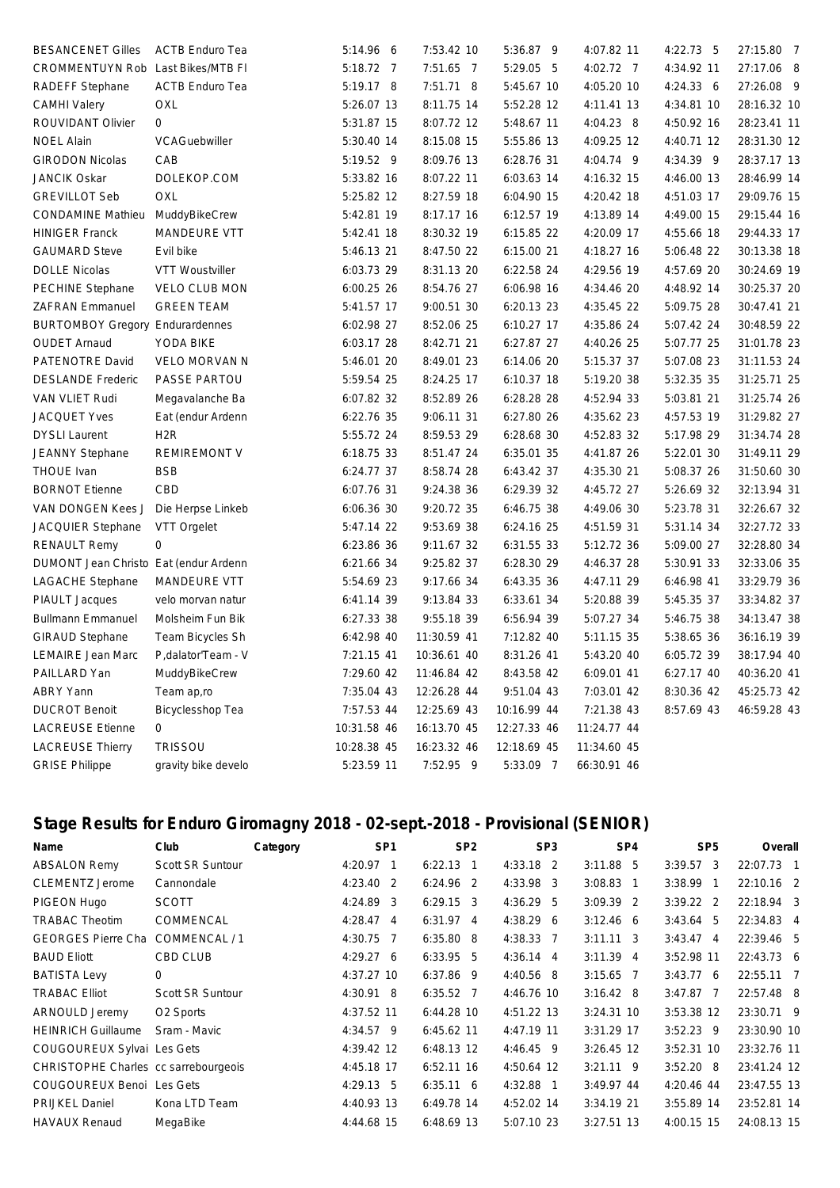| BESANCENET Gilles | ACTB Enduro Tea | | 5:14.96 6 | 7:53.42 10 | 5:36.87 9 | 4:07.82 11 | 4:22.73 5 | 27:15.80 7 |
|---|---|---|---|---|---|---|---|---|
| CROMMENTUYN Rob | Last Bikes/MTB Fl | | 5:18.72 7 | 7:51.65 7 | 5:29.05 5 | 4:02.72 7 | 4:34.92 11 | 27:17.06 8 |
| RADEFF Stephane | ACTB Enduro Tea | | 5:19.17 8 | 7:51.71 8 | 5:45.67 10 | 4:05.20 10 | 4:24.33 6 | 27:26.08 9 |
| CAMHI Valery | OXL | | 5:26.07 13 | 8:11.75 14 | 5:52.28 12 | 4:11.41 13 | 4:34.81 10 | 28:16.32 10 |
| ROUVIDANT Olivier | 0 | | 5:31.87 15 | 8:07.72 12 | 5:48.67 11 | 4:04.23 8 | 4:50.92 16 | 28:23.41 11 |
| NOEL Alain | VCAGuebwiller | | 5:30.40 14 | 8:15.08 15 | 5:55.86 13 | 4:09.25 12 | 4:40.71 12 | 28:31.30 12 |
| GIRODON Nicolas | CAB | | 5:19.52 9 | 8:09.76 13 | 6:28.76 31 | 4:04.74 9 | 4:34.39 9 | 28:37.17 13 |
| JANCIK Oskar | DOLEKOP.COM | | 5:33.82 16 | 8:07.22 11 | 6:03.63 14 | 4:16.32 15 | 4:46.00 13 | 28:46.99 14 |
| GREVILLOT Seb | OXL | | 5:25.82 12 | 8:27.59 18 | 6:04.90 15 | 4:20.42 18 | 4:51.03 17 | 29:09.76 15 |
| CONDAMINE Mathieu | MuddyBikeCrew | | 5:42.81 19 | 8:17.17 16 | 6:12.57 19 | 4:13.89 14 | 4:49.00 15 | 29:15.44 16 |
| HINIGER Franck | MANDEURE VTT | | 5:42.41 18 | 8:30.32 19 | 6:15.85 22 | 4:20.09 17 | 4:55.66 18 | 29:44.33 17 |
| GAUMARD Steve | Evil bike | | 5:46.13 21 | 8:47.50 22 | 6:15.00 21 | 4:18.27 16 | 5:06.48 22 | 30:13.38 18 |
| DOLLE Nicolas | VTT Woustviller | | 6:03.73 29 | 8:31.13 20 | 6:22.58 24 | 4:29.56 19 | 4:57.69 20 | 30:24.69 19 |
| PECHINE Stephane | VELO CLUB MON | | 6:00.25 26 | 8:54.76 27 | 6:06.98 16 | 4:34.46 20 | 4:48.92 14 | 30:25.37 20 |
| ZAFRAN Emmanuel | GREEN TEAM | | 5:41.57 17 | 9:00.51 30 | 6:20.13 23 | 4:35.45 22 | 5:09.75 28 | 30:47.41 21 |
| BURTOMBOY Gregory | Endurardennes | | 6:02.98 27 | 8:52.06 25 | 6:10.27 17 | 4:35.86 24 | 5:07.42 24 | 30:48.59 22 |
| OUDET Arnaud | YODA BIKE | | 6:03.17 28 | 8:42.71 21 | 6:27.87 27 | 4:40.26 25 | 5:07.77 25 | 31:01.78 23 |
| PATENOTRE David | VELO MORVAN N | | 5:46.01 20 | 8:49.01 23 | 6:14.06 20 | 5:15.37 37 | 5:07.08 23 | 31:11.53 24 |
| DESLANDE Frederic | PASSE PARTOU | | 5:59.54 25 | 8:24.25 17 | 6:10.37 18 | 5:19.20 38 | 5:32.35 35 | 31:25.71 25 |
| VAN VLIET Rudi | Megavalanche Ba | | 6:07.82 32 | 8:52.89 26 | 6:28.28 28 | 4:52.94 33 | 5:03.81 21 | 31:25.74 26 |
| JACQUET Yves | Eat (endur Ardenn | | 6:22.76 35 | 9:06.11 31 | 6:27.80 26 | 4:35.62 23 | 4:57.53 19 | 31:29.82 27 |
| DYSLI Laurent | H2R | | 5:55.72 24 | 8:59.53 29 | 6:28.68 30 | 4:52.83 32 | 5:17.98 29 | 31:34.74 28 |
| JEANNY Stephane | REMIREMONT V | | 6:18.75 33 | 8:51.47 24 | 6:35.01 35 | 4:41.87 26 | 5:22.01 30 | 31:49.11 29 |
| THOUE Ivan | BSB | | 6:24.77 37 | 8:58.74 28 | 6:43.42 37 | 4:35.30 21 | 5:08.37 26 | 31:50.60 30 |
| BORNOT Etienne | CBD | | 6:07.76 31 | 9:24.38 36 | 6:29.39 32 | 4:45.72 27 | 5:26.69 32 | 32:13.94 31 |
| VAN DONGEN Kees J | Die Herpse Linkeb | | 6:06.36 30 | 9:20.72 35 | 6:46.75 38 | 4:49.06 30 | 5:23.78 31 | 32:26.67 32 |
| JACQUIER Stephane | VTT Orgelet | | 5:47.14 22 | 9:53.69 38 | 6:24.16 25 | 4:51.59 31 | 5:31.14 34 | 32:27.72 33 |
| RENAULT Remy | 0 | | 6:23.86 36 | 9:11.67 32 | 6:31.55 33 | 5:12.72 36 | 5:09.00 27 | 32:28.80 34 |
| DUMONT Jean Christo | Eat (endur Ardenn | | 6:21.66 34 | 9:25.82 37 | 6:28.30 29 | 4:46.37 28 | 5:30.91 33 | 32:33.06 35 |
| LAGACHE Stephane | MANDEURE VTT | | 5:54.69 23 | 9:17.66 34 | 6:43.35 36 | 4:47.11 29 | 6:46.98 41 | 33:29.79 36 |
| PIAULT Jacques | velo morvan natur | | 6:41.14 39 | 9:13.84 33 | 6:33.61 34 | 5:20.88 39 | 5:45.35 37 | 33:34.82 37 |
| Bullmann Emmanuel | Molsheim Fun Bik | | 6:27.33 38 | 9:55.18 39 | 6:56.94 39 | 5:07.27 34 | 5:46.75 38 | 34:13.47 38 |
| GIRAUD Stephane | Team Bicycles Sh | | 6:42.98 40 | 11:30.59 41 | 7:12.82 40 | 5:11.15 35 | 5:38.65 36 | 36:16.19 39 |
| LEMAIRE Jean Marc | P,dalator'Team - V | | 7:21.15 41 | 10:36.61 40 | 8:31.26 41 | 5:43.20 40 | 6:05.72 39 | 38:17.94 40 |
| PAILLARD Yan | MuddyBikeCrew | | 7:29.60 42 | 11:46.84 42 | 8:43.58 42 | 6:09.01 41 | 6:27.17 40 | 40:36.20 41 |
| ABRY Yann | Team ap,ro | | 7:35.04 43 | 12:26.28 44 | 9:51.04 43 | 7:03.01 42 | 8:30.36 42 | 45:25.73 42 |
| DUCROT Benoit | Bicyclesshop Tea | | 7:57.53 44 | 12:25.69 43 | 10:16.99 44 | 7:21.38 43 | 8:57.69 43 | 46:59.28 43 |
| LACREUSE Etienne | 0 | | 10:31.58 46 | 16:13.70 45 | 12:27.33 46 | 11:24.77 44 | | |
| LACREUSE Thierry | TRISSOU | | 10:28.38 45 | 16:23.32 46 | 12:18.69 45 | 11:34.60 45 | | |
| GRISE Philippe | gravity bike develo | | 5:23.59 11 | 7:52.95 9 | 5:33.09 7 | 66:30.91 46 | | |

## Stage Results for Enduro Giromagny 2018 - 02-sept.-2018 - Provisional (SENIOR)

| Name | Club | Category | SP1 | SP2 | SP3 | SP4 | SP5 | Overall |
|---|---|---|---|---|---|---|---|---|
| ABSALON Remy | Scott SR Suntour | | 4:20.97 1 | 6:22.13 1 | 4:33.18 2 | 3:11.88 5 | 3:39.57 3 | 22:07.73 1 |
| CLEMENTZ Jerome | Cannondale | | 4:23.40 2 | 6:24.96 2 | 4:33.98 3 | 3:08.83 1 | 3:38.99 1 | 22:10.16 2 |
| PIGEON Hugo | SCOTT | | 4:24.89 3 | 6:29.15 3 | 4:36.29 5 | 3:09.39 2 | 3:39.22 2 | 22:18.94 3 |
| TRABAC Theotim | COMMENCAL | | 4:28.47 4 | 6:31.97 4 | 4:38.29 6 | 3:12.46 6 | 3:43.64 5 | 22:34.83 4 |
| GEORGES Pierre Cha | COMMENCAL / 1 | | 4:30.75 7 | 6:35.80 8 | 4:38.33 7 | 3:11.11 3 | 3:43.47 4 | 22:39.46 5 |
| BAUD Eliott | CBD CLUB | | 4:29.27 6 | 6:33.95 5 | 4:36.14 4 | 3:11.39 4 | 3:52.98 11 | 22:43.73 6 |
| BATISTA Levy | 0 | | 4:37.27 10 | 6:37.86 9 | 4:40.56 8 | 3:15.65 7 | 3:43.77 6 | 22:55.11 7 |
| TRABAC Elliot | Scott SR Suntour | | 4:30.91 8 | 6:35.52 7 | 4:46.76 10 | 3:16.42 8 | 3:47.87 7 | 22:57.48 8 |
| ARNOULD Jeremy | O2 Sports | | 4:37.52 11 | 6:44.28 10 | 4:51.22 13 | 3:24.31 10 | 3:53.38 12 | 23:30.71 9 |
| HEINRICH Guillaume | Sram - Mavic | | 4:34.57 9 | 6:45.62 11 | 4:47.19 11 | 3:31.29 17 | 3:52.23 9 | 23:30.90 10 |
| COUGOUREUX Sylvai | Les Gets | | 4:39.42 12 | 6:48.13 12 | 4:46.45 9 | 3:26.45 12 | 3:52.31 10 | 23:32.76 11 |
| CHRISTOPHE Charles | cc sarrebourgeois | | 4:45.18 17 | 6:52.11 16 | 4:50.64 12 | 3:21.11 9 | 3:52.20 8 | 23:41.24 12 |
| COUGOUREUX Benoi | Les Gets | | 4:29.13 5 | 6:35.11 6 | 4:32.88 1 | 3:49.97 44 | 4:20.46 44 | 23:47.55 13 |
| PRIJKEL Daniel | Kona LTD Team | | 4:40.93 13 | 6:49.78 14 | 4:52.02 14 | 3:34.19 21 | 3:55.89 14 | 23:52.81 14 |
| HAVAUX Renaud | MegaBike | | 4:44.68 15 | 6:48.69 13 | 5:07.10 23 | 3:27.51 13 | 4:00.15 15 | 24:08.13 15 |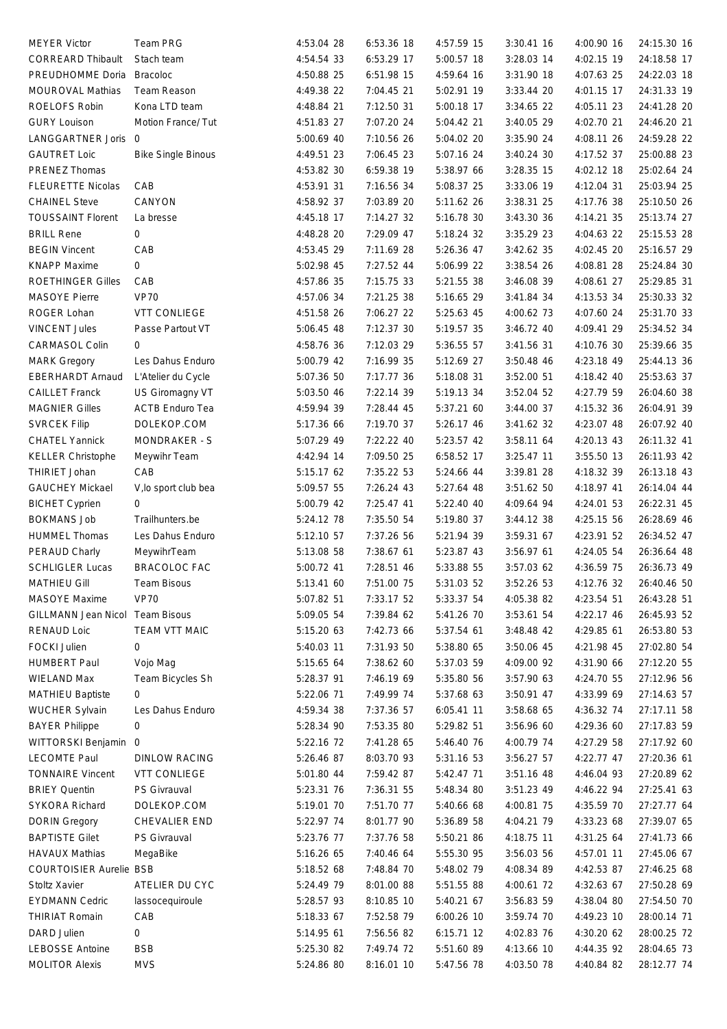| | | | | | | | |
|---|---|---|---|---|---|---|---|
| MEYER Victor | Team PRG | 4:53.04 28 | 6:53.36 18 | 4:57.59 15 | 3:30.41 16 | 4:00.90 16 | 24:15.30 16 |
| CORREARD Thibault | Stach team | 4:54.54 33 | 6:53.29 17 | 5:00.57 18 | 3:28.03 14 | 4:02.15 19 | 24:18.58 17 |
| PREUDHOMME Doria | Bracoloc | 4:50.88 25 | 6:51.98 15 | 4:59.64 16 | 3:31.90 18 | 4:07.63 25 | 24:22.03 18 |
| MOUROVAL Mathias | Team Reason | 4:49.38 22 | 7:04.45 21 | 5:02.91 19 | 3:33.44 20 | 4:01.15 17 | 24:31.33 19 |
| ROELOFS Robin | Kona LTD team | 4:48.84 21 | 7:12.50 31 | 5:00.18 17 | 3:34.65 22 | 4:05.11 23 | 24:41.28 20 |
| GURY Louison | Motion France/Tut | 4:51.83 27 | 7:07.20 24 | 5:04.42 21 | 3:40.05 29 | 4:02.70 21 | 24:46.20 21 |
| LANGGARTNER Joris | 0 | 5:00.69 40 | 7:10.56 26 | 5:04.02 20 | 3:35.90 24 | 4:08.11 26 | 24:59.28 22 |
| GAUTRET Loic | Bike Single Binous | 4:49.51 23 | 7:06.45 23 | 5:07.16 24 | 3:40.24 30 | 4:17.52 37 | 25:00.88 23 |
| PRENEZ Thomas | | 4:53.82 30 | 6:59.38 19 | 5:38.97 66 | 3:28.35 15 | 4:02.12 18 | 25:02.64 24 |
| FLEURETTE Nicolas | CAB | 4:53.91 31 | 7:16.56 34 | 5:08.37 25 | 3:33.06 19 | 4:12.04 31 | 25:03.94 25 |
| CHAINEL Steve | CANYON | 4:58.92 37 | 7:03.89 20 | 5:11.62 26 | 3:38.31 25 | 4:17.76 38 | 25:10.50 26 |
| TOUSSAINT Florent | La bresse | 4:45.18 17 | 7:14.27 32 | 5:16.78 30 | 3:43.30 36 | 4:14.21 35 | 25:13.74 27 |
| BRILL Rene | 0 | 4:48.28 20 | 7:29.09 47 | 5:18.24 32 | 3:35.29 23 | 4:04.63 22 | 25:15.53 28 |
| BEGIN Vincent | CAB | 4:53.45 29 | 7:11.69 28 | 5:26.36 47 | 3:42.62 35 | 4:02.45 20 | 25:16.57 29 |
| KNAPP Maxime | 0 | 5:02.98 45 | 7:27.52 44 | 5:06.99 22 | 3:38.54 26 | 4:08.81 28 | 25:24.84 30 |
| ROETHINGER Gilles | CAB | 4:57.86 35 | 7:15.75 33 | 5:21.55 38 | 3:46.08 39 | 4:08.61 27 | 25:29.85 31 |
| MASOYE Pierre | VP70 | 4:57.06 34 | 7:21.25 38 | 5:16.65 29 | 3:41.84 34 | 4:13.53 34 | 25:30.33 32 |
| ROGER Lohan | VTT CONLIEGE | 4:51.58 26 | 7:06.27 22 | 5:25.63 45 | 4:00.62 73 | 4:07.60 24 | 25:31.70 33 |
| VINCENT Jules | Passe Partout VT | 5:06.45 48 | 7:12.37 30 | 5:19.57 35 | 3:46.72 40 | 4:09.41 29 | 25:34.52 34 |
| CARMASOL Colin | 0 | 4:58.76 36 | 7:12.03 29 | 5:36.55 57 | 3:41.56 31 | 4:10.76 30 | 25:39.66 35 |
| MARK Gregory | Les Dahus Enduro | 5:00.79 42 | 7:16.99 35 | 5:12.69 27 | 3:50.48 46 | 4:23.18 49 | 25:44.13 36 |
| EBERHARDT Arnaud | L'Atelier du Cycle | 5:07.36 50 | 7:17.77 36 | 5:18.08 31 | 3:52.00 51 | 4:18.42 40 | 25:53.63 37 |
| CAILLET Franck | US Giromagny VT | 5:03.50 46 | 7:22.14 39 | 5:19.13 34 | 3:52.04 52 | 4:27.79 59 | 26:04.60 38 |
| MAGNIER Gilles | ACTB Enduro Tea | 4:59.94 39 | 7:28.44 45 | 5:37.21 60 | 3:44.00 37 | 4:15.32 36 | 26:04.91 39 |
| SVRCEK Filip | DOLEKOP.COM | 5:17.36 66 | 7:19.70 37 | 5:26.17 46 | 3:41.62 32 | 4:23.07 48 | 26:07.92 40 |
| CHATEL Yannick | MONDRAKER - S | 5:07.29 49 | 7:22.22 40 | 5:23.57 42 | 3:58.11 64 | 4:20.13 43 | 26:11.32 41 |
| KELLER Christophe | Meywihr Team | 4:42.94 14 | 7:09.50 25 | 6:58.52 17 | 3:25.47 11 | 3:55.50 13 | 26:11.93 42 |
| THIRIET Johan | CAB | 5:15.17 62 | 7:35.22 53 | 5:24.66 44 | 3:39.81 28 | 4:18.32 39 | 26:13.18 43 |
| GAUCHEY Mickael | V,lo sport club bea | 5:09.57 55 | 7:26.24 43 | 5:27.64 48 | 3:51.62 50 | 4:18.97 41 | 26:14.04 44 |
| BICHET Cyprien | 0 | 5:00.79 42 | 7:25.47 41 | 5:22.40 40 | 4:09.64 94 | 4:24.01 53 | 26:22.31 45 |
| BOKMANS Job | Trailhunters.be | 5:24.12 78 | 7:35.50 54 | 5:19.80 37 | 3:44.12 38 | 4:25.15 56 | 26:28.69 46 |
| HUMMEL Thomas | Les Dahus Enduro | 5:12.10 57 | 7:37.26 56 | 5:21.94 39 | 3:59.31 67 | 4:23.91 52 | 26:34.52 47 |
| PERAUD Charly | MeywihrTeam | 5:13.08 58 | 7:38.67 61 | 5:23.87 43 | 3:56.97 61 | 4:24.05 54 | 26:36.64 48 |
| SCHLIGLER Lucas | BRACOLOC FAC | 5:00.72 41 | 7:28.51 46 | 5:33.88 55 | 3:57.03 62 | 4:36.59 75 | 26:36.73 49 |
| MATHIEU Gill | Team Bisous | 5:13.41 60 | 7:51.00 75 | 5:31.03 52 | 3:52.26 53 | 4:12.76 32 | 26:40.46 50 |
| MASOYE Maxime | VP70 | 5:07.82 51 | 7:33.17 52 | 5:33.37 54 | 4:05.38 82 | 4:23.54 51 | 26:43.28 51 |
| GILLMANN Jean Nicol | Team Bisous | 5:09.05 54 | 7:39.84 62 | 5:41.26 70 | 3:53.61 54 | 4:22.17 46 | 26:45.93 52 |
| RENAUD Loic | TEAM VTT MAIC | 5:15.20 63 | 7:42.73 66 | 5:37.54 61 | 3:48.48 42 | 4:29.85 61 | 26:53.80 53 |
| FOCKI Julien | 0 | 5:40.03 11 | 7:31.93 50 | 5:38.80 65 | 3:50.06 45 | 4:21.98 45 | 27:02.80 54 |
| HUMBERT Paul | Vojo Mag | 5:15.65 64 | 7:38.62 60 | 5:37.03 59 | 4:09.00 92 | 4:31.90 66 | 27:12.20 55 |
| WIELAND Max | Team Bicycles Sh | 5:28.37 91 | 7:46.19 69 | 5:35.80 56 | 3:57.90 63 | 4:24.70 55 | 27:12.96 56 |
| MATHIEU Baptiste | 0 | 5:22.06 71 | 7:49.99 74 | 5:37.68 63 | 3:50.91 47 | 4:33.99 69 | 27:14.63 57 |
| WUCHER Sylvain | Les Dahus Enduro | 4:59.34 38 | 7:37.36 57 | 6:05.41 11 | 3:58.68 65 | 4:36.32 74 | 27:17.11 58 |
| BAYER Philippe | 0 | 5:28.34 90 | 7:53.35 80 | 5:29.82 51 | 3:56.96 60 | 4:29.36 60 | 27:17.83 59 |
| WITTORSKI Benjamin | 0 | 5:22.16 72 | 7:41.28 65 | 5:46.40 76 | 4:00.79 74 | 4:27.29 58 | 27:17.92 60 |
| LECOMTE Paul | DINLOW RACING | 5:26.46 87 | 8:03.70 93 | 5:31.16 53 | 3:56.27 57 | 4:22.77 47 | 27:20.36 61 |
| TONNAIRE Vincent | VTT CONLIEGE | 5:01.80 44 | 7:59.42 87 | 5:42.47 71 | 3:51.16 48 | 4:46.04 93 | 27:20.89 62 |
| BRIEY Quentin | PS Givrauval | 5:23.31 76 | 7:36.31 55 | 5:48.34 80 | 3:51.23 49 | 4:46.22 94 | 27:25.41 63 |
| SYKORA Richard | DOLEKOP.COM | 5:19.01 70 | 7:51.70 77 | 5:40.66 68 | 4:00.81 75 | 4:35.59 70 | 27:27.77 64 |
| DORIN Gregory | CHEVALIER END | 5:22.97 74 | 8:01.77 90 | 5:36.89 58 | 4:04.21 79 | 4:33.23 68 | 27:39.07 65 |
| BAPTISTE Gilet | PS Givrauval | 5:23.76 77 | 7:37.76 58 | 5:50.21 86 | 4:18.75 11 | 4:31.25 64 | 27:41.73 66 |
| HAVAUX Mathias | MegaBike | 5:16.26 65 | 7:40.46 64 | 5:55.30 95 | 3:56.03 56 | 4:57.01 11 | 27:45.06 67 |
| COURTOISIER Aurelie | BSB | 5:18.52 68 | 7:48.84 70 | 5:48.02 79 | 4:08.34 89 | 4:42.53 87 | 27:46.25 68 |
| Stoltz Xavier | ATELIER DU CYC | 5:24.49 79 | 8:01.00 88 | 5:51.55 88 | 4:00.61 72 | 4:32.63 67 | 27:50.28 69 |
| EYDMANN Cedric | lassocequiroule | 5:28.57 93 | 8:10.85 10 | 5:40.21 67 | 3:56.83 59 | 4:38.04 80 | 27:54.50 70 |
| THIRIAT Romain | CAB | 5:18.33 67 | 7:52.58 79 | 6:00.26 10 | 3:59.74 70 | 4:49.23 10 | 28:00.14 71 |
| DARD Julien | 0 | 5:14.95 61 | 7:56.56 82 | 6:15.71 12 | 4:02.83 76 | 4:30.20 62 | 28:00.25 72 |
| LEBOSSE Antoine | BSB | 5:25.30 82 | 7:49.74 72 | 5:51.60 89 | 4:13.66 10 | 4:44.35 92 | 28:04.65 73 |
| MOLITOR Alexis | MVS | 5:24.86 80 | 8:16.01 10 | 5:47.56 78 | 4:03.50 78 | 4:40.84 82 | 28:12.77 74 |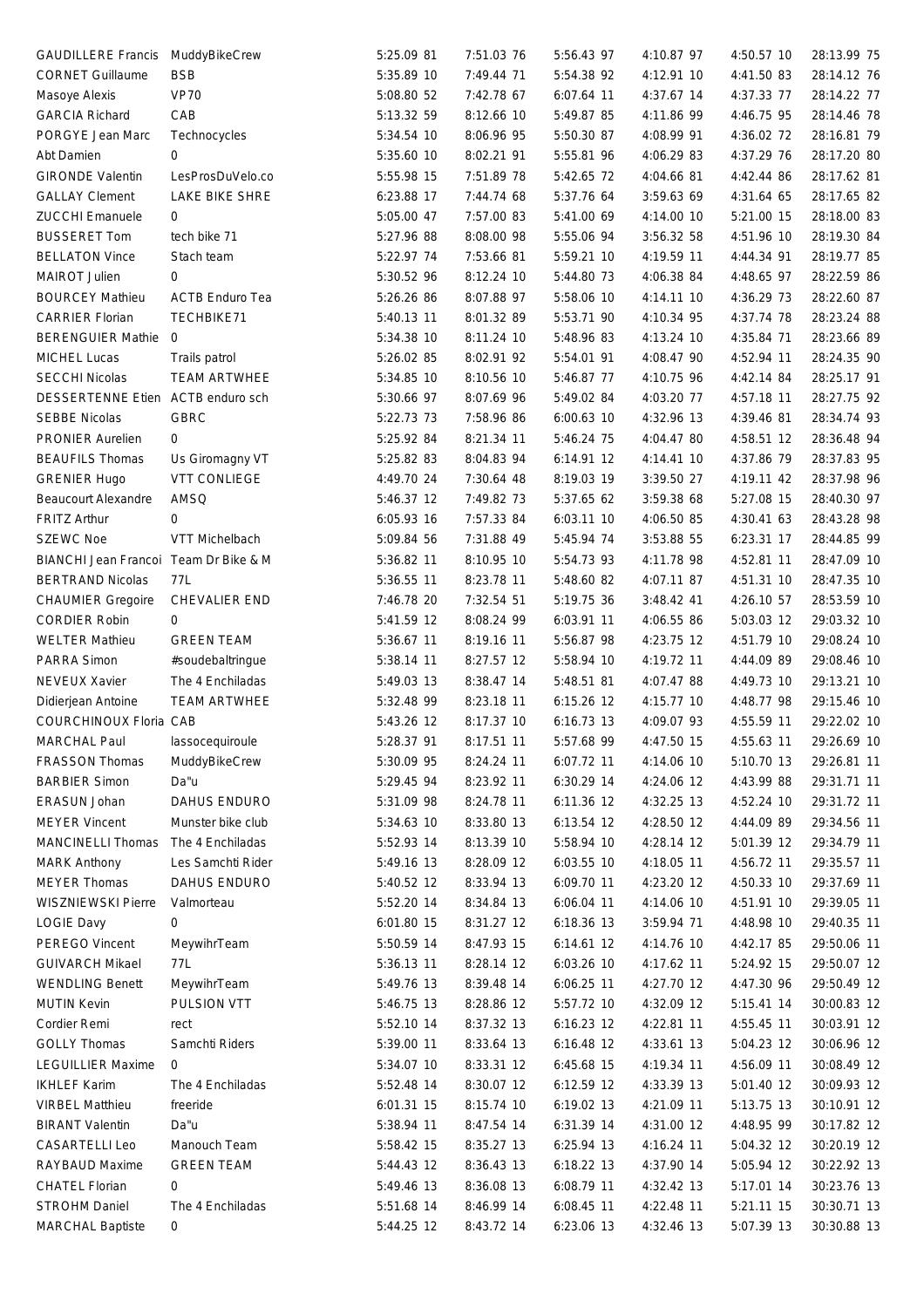| | | | | | | | |
|---|---|---|---|---|---|---|---|
| GAUDILLERE Francis | MuddyBikeCrew | 5:25.09 81 | 7:51.03 76 | 5:56.43 97 | 4:10.87 97 | 4:50.57 10 | 28:13.99 75 |
| CORNET Guillaume | BSB | 5:35.89 10 | 7:49.44 71 | 5:54.38 92 | 4:12.91 10 | 4:41.50 83 | 28:14.12 76 |
| Masoye Alexis | VP70 | 5:08.80 52 | 7:42.78 67 | 6:07.64 11 | 4:37.67 14 | 4:37.33 77 | 28:14.22 77 |
| GARCIA Richard | CAB | 5:13.32 59 | 8:12.66 10 | 5:49.87 85 | 4:11.86 99 | 4:46.75 95 | 28:14.46 78 |
| PORGYE Jean Marc | Technocycles | 5:34.54 10 | 8:06.96 95 | 5:50.30 87 | 4:08.99 91 | 4:36.02 72 | 28:16.81 79 |
| Abt Damien | 0 | 5:35.60 10 | 8:02.21 91 | 5:55.81 96 | 4:06.29 83 | 4:37.29 76 | 28:17.20 80 |
| GIRONDE Valentin | LesProsDuVelo.co | 5:55.98 15 | 7:51.89 78 | 5:42.65 72 | 4:04.66 81 | 4:42.44 86 | 28:17.62 81 |
| GALLAY Clement | LAKE BIKE SHRE | 6:23.88 17 | 7:44.74 68 | 5:37.76 64 | 3:59.63 69 | 4:31.64 65 | 28:17.65 82 |
| ZUCCHI Emanuele | 0 | 5:05.00 47 | 7:57.00 83 | 5:41.00 69 | 4:14.00 10 | 5:21.00 15 | 28:18.00 83 |
| BUSSERET Tom | tech bike 71 | 5:27.96 88 | 8:08.00 98 | 5:55.06 94 | 3:56.32 58 | 4:51.96 10 | 28:19.30 84 |
| BELLATON Vince | Stach team | 5:22.97 74 | 7:53.66 81 | 5:59.21 10 | 4:19.59 11 | 4:44.34 91 | 28:19.77 85 |
| MAIROT Julien | 0 | 5:30.52 96 | 8:12.24 10 | 5:44.80 73 | 4:06.38 84 | 4:48.65 97 | 28:22.59 86 |
| BOURCEY Mathieu | ACTB Enduro Tea | 5:26.26 86 | 8:07.88 97 | 5:58.06 10 | 4:14.11 10 | 4:36.29 73 | 28:22.60 87 |
| CARRIER Florian | TECHBIKE71 | 5:40.13 11 | 8:01.32 89 | 5:53.71 90 | 4:10.34 95 | 4:37.74 78 | 28:23.24 88 |
| BERENGUIER Mathie | 0 | 5:34.38 10 | 8:11.24 10 | 5:48.96 83 | 4:13.24 10 | 4:35.84 71 | 28:23.66 89 |
| MICHEL Lucas | Trails patrol | 5:26.02 85 | 8:02.91 92 | 5:54.01 91 | 4:08.47 90 | 4:52.94 11 | 28:24.35 90 |
| SECCHI Nicolas | TEAM ARTWHEE | 5:34.85 10 | 8:10.56 10 | 5:46.87 77 | 4:10.75 96 | 4:42.14 84 | 28:25.17 91 |
| DESSERTENNE Etien | ACTB enduro sch | 5:30.66 97 | 8:07.69 96 | 5:49.02 84 | 4:03.20 77 | 4:57.18 11 | 28:27.75 92 |
| SEBBE Nicolas | GBRC | 5:22.73 73 | 7:58.96 86 | 6:00.63 10 | 4:32.96 13 | 4:39.46 81 | 28:34.74 93 |
| PRONIER Aurelien | 0 | 5:25.92 84 | 8:21.34 11 | 5:46.24 75 | 4:04.47 80 | 4:58.51 12 | 28:36.48 94 |
| BEAUFILS Thomas | Us Giromagny VT | 5:25.82 83 | 8:04.83 94 | 6:14.91 12 | 4:14.41 10 | 4:37.86 79 | 28:37.83 95 |
| GRENIER Hugo | VTT CONLIEGE | 4:49.70 24 | 7:30.64 48 | 8:19.03 19 | 3:39.50 27 | 4:19.11 42 | 28:37.98 96 |
| Beaucourt Alexandre | AMSQ | 5:46.37 12 | 7:49.82 73 | 5:37.65 62 | 3:59.38 68 | 5:27.08 15 | 28:40.30 97 |
| FRITZ Arthur | 0 | 6:05.93 16 | 7:57.33 84 | 6:03.11 10 | 4:06.50 85 | 4:30.41 63 | 28:43.28 98 |
| SZEWC Noe | VTT Michelbach | 5:09.84 56 | 7:31.88 49 | 5:45.94 74 | 3:53.88 55 | 6:23.31 17 | 28:44.85 99 |
| BIANCHI Jean Francoi | Team Dr Bike & M | 5:36.82 11 | 8:10.95 10 | 5:54.73 93 | 4:11.78 98 | 4:52.81 11 | 28:47.09 10 |
| BERTRAND Nicolas | 77L | 5:36.55 11 | 8:23.78 11 | 5:48.60 82 | 4:07.11 87 | 4:51.31 10 | 28:47.35 10 |
| CHAUMIER Gregoire | CHEVALIER END | 7:46.78 20 | 7:32.54 51 | 5:19.75 36 | 3:48.42 41 | 4:26.10 57 | 28:53.59 10 |
| CORDIER Robin | 0 | 5:41.59 12 | 8:08.24 99 | 6:03.91 11 | 4:06.55 86 | 5:03.03 12 | 29:03.32 10 |
| WELTER Mathieu | GREEN TEAM | 5:36.67 11 | 8:19.16 11 | 5:56.87 98 | 4:23.75 12 | 4:51.79 10 | 29:08.24 10 |
| PARRA Simon | #soudebaltringue | 5:38.14 11 | 8:27.57 12 | 5:58.94 10 | 4:19.72 11 | 4:44.09 89 | 29:08.46 10 |
| NEVEUX Xavier | The 4 Enchiladas | 5:49.03 13 | 8:38.47 14 | 5:48.51 81 | 4:07.47 88 | 4:49.73 10 | 29:13.21 10 |
| Didierjean Antoine | TEAM ARTWHEE | 5:32.48 99 | 8:23.18 11 | 6:15.26 12 | 4:15.77 10 | 4:48.77 98 | 29:15.46 10 |
| COURCHINOUX Floria | CAB | 5:43.26 12 | 8:17.37 10 | 6:16.73 13 | 4:09.07 93 | 4:55.59 11 | 29:22.02 10 |
| MARCHAL Paul | lassocequiroule | 5:28.37 91 | 8:17.51 11 | 5:57.68 99 | 4:47.50 15 | 4:55.63 11 | 29:26.69 10 |
| FRASSON Thomas | MuddyBikeCrew | 5:30.09 95 | 8:24.24 11 | 6:07.72 11 | 4:14.06 10 | 5:10.70 13 | 29:26.81 11 |
| BARBIER Simon | Da"u | 5:29.45 94 | 8:23.92 11 | 6:30.29 14 | 4:24.06 12 | 4:43.99 88 | 29:31.71 11 |
| ERASUN Johan | DAHUS ENDURO | 5:31.09 98 | 8:24.78 11 | 6:11.36 12 | 4:32.25 13 | 4:52.24 10 | 29:31.72 11 |
| MEYER Vincent | Munster bike club | 5:34.63 10 | 8:33.80 13 | 6:13.54 12 | 4:28.50 12 | 4:44.09 89 | 29:34.56 11 |
| MANCINELLI Thomas | The 4 Enchiladas | 5:52.93 14 | 8:13.39 10 | 5:58.94 10 | 4:28.14 12 | 5:01.39 12 | 29:34.79 11 |
| MARK Anthony | Les Samchti Rider | 5:49.16 13 | 8:28.09 12 | 6:03.55 10 | 4:18.05 11 | 4:56.72 11 | 29:35.57 11 |
| MEYER Thomas | DAHUS ENDURO | 5:40.52 12 | 8:33.94 13 | 6:09.70 11 | 4:23.20 12 | 4:50.33 10 | 29:37.69 11 |
| WISZNIEWSKI Pierre | Valmorteau | 5:52.20 14 | 8:34.84 13 | 6:06.04 11 | 4:14.06 10 | 4:51.91 10 | 29:39.05 11 |
| LOGIE Davy | 0 | 6:01.80 15 | 8:31.27 12 | 6:18.36 13 | 3:59.94 71 | 4:48.98 10 | 29:40.35 11 |
| PEREGO Vincent | MeywihrTeam | 5:50.59 14 | 8:47.93 15 | 6:14.61 12 | 4:14.76 10 | 4:42.17 85 | 29:50.06 11 |
| GUIVARCH Mikael | 77L | 5:36.13 11 | 8:28.14 12 | 6:03.26 10 | 4:17.62 11 | 5:24.92 15 | 29:50.07 12 |
| WENDLING Benett | MeywihrTeam | 5:49.76 13 | 8:39.48 14 | 6:06.25 11 | 4:27.70 12 | 4:47.30 96 | 29:50.49 12 |
| MUTIN Kevin | PULSION VTT | 5:46.75 13 | 8:28.86 12 | 5:57.72 10 | 4:32.09 12 | 5:15.41 14 | 30:00.83 12 |
| Cordier Remi | rect | 5:52.10 14 | 8:37.32 13 | 6:16.23 12 | 4:22.81 11 | 4:55.45 11 | 30:03.91 12 |
| GOLLY Thomas | Samchti Riders | 5:39.00 11 | 8:33.64 13 | 6:16.48 12 | 4:33.61 13 | 5:04.23 12 | 30:06.96 12 |
| LEGUILLIER Maxime | 0 | 5:34.07 10 | 8:33.31 12 | 6:45.68 15 | 4:19.34 11 | 4:56.09 11 | 30:08.49 12 |
| IKHLEF Karim | The 4 Enchiladas | 5:52.48 14 | 8:30.07 12 | 6:12.59 12 | 4:33.39 13 | 5:01.40 12 | 30:09.93 12 |
| VIRBEL Matthieu | freeride | 6:01.31 15 | 8:15.74 10 | 6:19.03 13 | 4:21.09 11 | 5:13.75 13 | 30:10.91 12 |
| BIRANT Valentin | Da"u | 5:38.94 11 | 8:47.54 14 | 6:31.39 14 | 4:31.00 12 | 4:48.95 99 | 30:17.82 12 |
| CASARTELLI Leo | Manouch Team | 5:58.42 15 | 8:35.27 13 | 6:25.94 13 | 4:16.24 11 | 5:04.32 12 | 30:20.19 12 |
| RAYBAUD Maxime | GREEN TEAM | 5:44.43 12 | 8:36.43 13 | 6:18.22 13 | 4:37.90 14 | 5:05.94 12 | 30:22.92 13 |
| CHATEL Florian | 0 | 5:49.46 13 | 8:36.08 13 | 6:08.79 11 | 4:32.42 13 | 5:17.01 14 | 30:23.76 13 |
| STROHM Daniel | The 4 Enchiladas | 5:51.68 14 | 8:46.99 14 | 6:08.45 11 | 4:22.48 11 | 5:21.11 15 | 30:30.71 13 |
| MARCHAL Baptiste | 0 | 5:44.25 12 | 8:43.72 14 | 6:23.06 13 | 4:32.46 13 | 5:07.39 13 | 30:30.88 13 |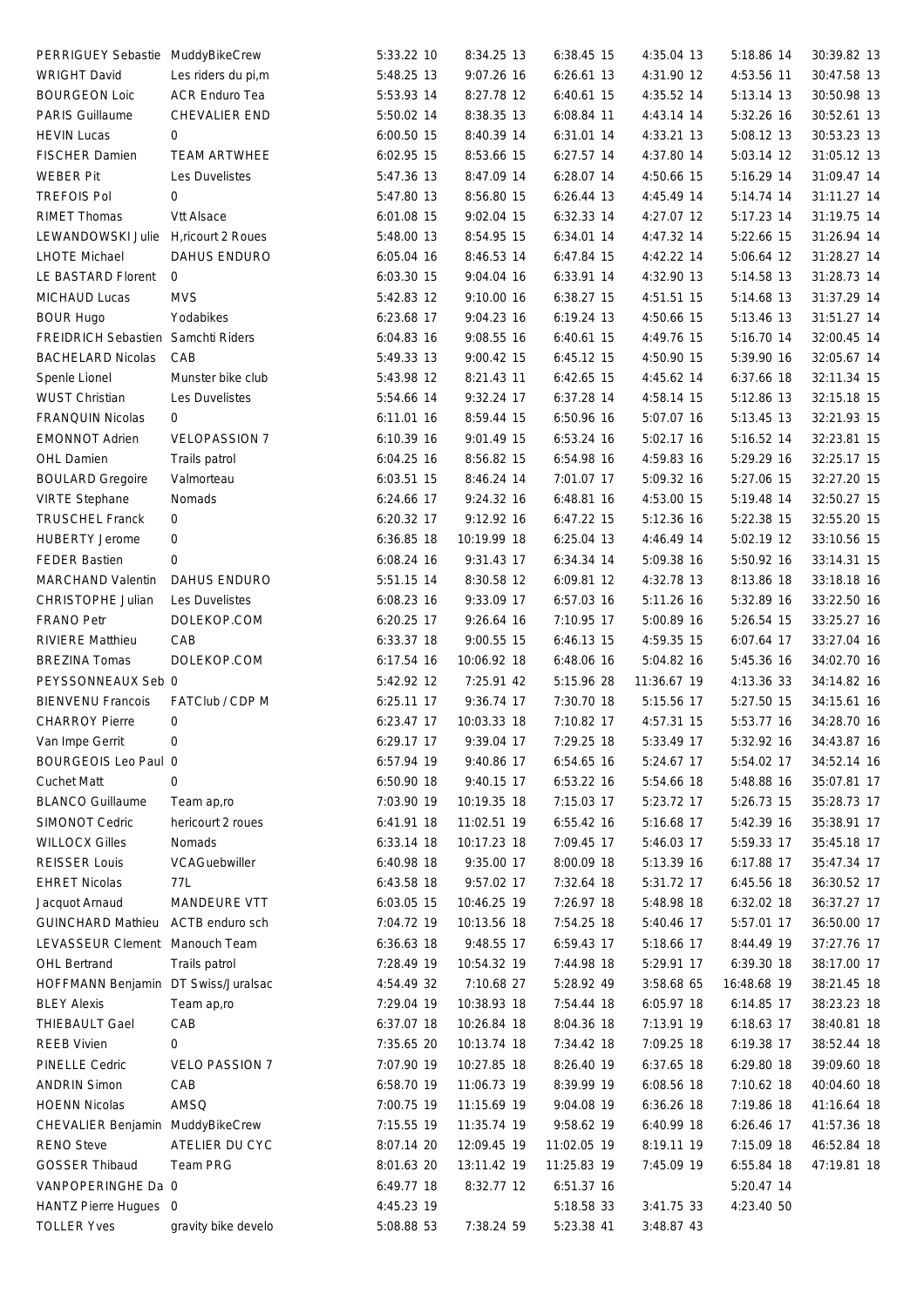| | | | | | | | |
|---|---|---|---|---|---|---|---|
| PERRIGUEY Sebastie | MuddyBikeCrew | 5:33.22 10 | 8:34.25 13 | 6:38.45 15 | 4:35.04 13 | 5:18.86 14 | 30:39.82 13 |
| WRIGHT David | Les riders du pi,m | 5:48.25 13 | 9:07.26 16 | 6:26.61 13 | 4:31.90 12 | 4:53.56 11 | 30:47.58 13 |
| BOURGEON Loic | ACR Enduro Tea | 5:53.93 14 | 8:27.78 12 | 6:40.61 15 | 4:35.52 14 | 5:13.14 13 | 30:50.98 13 |
| PARIS Guillaume | CHEVALIER END | 5:50.02 14 | 8:38.35 13 | 6:08.84 11 | 4:43.14 14 | 5:32.26 16 | 30:52.61 13 |
| HEVIN Lucas | 0 | 6:00.50 15 | 8:40.39 14 | 6:31.01 14 | 4:33.21 13 | 5:08.12 13 | 30:53.23 13 |
| FISCHER Damien | TEAM ARTWHEE | 6:02.95 15 | 8:53.66 15 | 6:27.57 14 | 4:37.80 14 | 5:03.14 12 | 31:05.12 13 |
| WEBER Pit | Les Duvelistes | 5:47.36 13 | 8:47.09 14 | 6:28.07 14 | 4:50.66 15 | 5:16.29 14 | 31:09.47 14 |
| TREFOIS Pol | 0 | 5:47.80 13 | 8:56.80 15 | 6:26.44 13 | 4:45.49 14 | 5:14.74 14 | 31:11.27 14 |
| RIMET Thomas | Vtt Alsace | 6:01.08 15 | 9:02.04 15 | 6:32.33 14 | 4:27.07 12 | 5:17.23 14 | 31:19.75 14 |
| LEWANDOWSKI Julie | H,ricourt 2 Roues | 5:48.00 13 | 8:54.95 15 | 6:34.01 14 | 4:47.32 14 | 5:22.66 15 | 31:26.94 14 |
| LHOTE Michael | DAHUS ENDURO | 6:05.04 16 | 8:46.53 14 | 6:47.84 15 | 4:42.22 14 | 5:06.64 12 | 31:28.27 14 |
| LE BASTARD Florent | 0 | 6:03.30 15 | 9:04.04 16 | 6:33.91 14 | 4:32.90 13 | 5:14.58 13 | 31:28.73 14 |
| MICHAUD Lucas | MVS | 5:42.83 12 | 9:10.00 16 | 6:38.27 15 | 4:51.51 15 | 5:14.68 13 | 31:37.29 14 |
| BOUR Hugo | Yodabikes | 6:23.68 17 | 9:04.23 16 | 6:19.24 13 | 4:50.66 15 | 5:13.46 13 | 31:51.27 14 |
| FREIDRICH Sebastien | Samchti Riders | 6:04.83 16 | 9:08.55 16 | 6:40.61 15 | 4:49.76 15 | 5:16.70 14 | 32:00.45 14 |
| BACHELARD Nicolas | CAB | 5:49.33 13 | 9:00.42 15 | 6:45.12 15 | 4:50.90 15 | 5:39.90 16 | 32:05.67 14 |
| Spenle Lionel | Munster bike club | 5:43.98 12 | 8:21.43 11 | 6:42.65 15 | 4:45.62 14 | 6:37.66 18 | 32:11.34 15 |
| WUST Christian | Les Duvelistes | 5:54.66 14 | 9:32.24 17 | 6:37.28 14 | 4:58.14 15 | 5:12.86 13 | 32:15.18 15 |
| FRANQUIN Nicolas | 0 | 6:11.01 16 | 8:59.44 15 | 6:50.96 16 | 5:07.07 16 | 5:13.45 13 | 32:21.93 15 |
| EMONNOT Adrien | VELOPASSION 7 | 6:10.39 16 | 9:01.49 15 | 6:53.24 16 | 5:02.17 16 | 5:16.52 14 | 32:23.81 15 |
| OHL Damien | Trails patrol | 6:04.25 16 | 8:56.82 15 | 6:54.98 16 | 4:59.83 16 | 5:29.29 16 | 32:25.17 15 |
| BOULARD Gregoire | Valmorteau | 6:03.51 15 | 8:46.24 14 | 7:01.07 17 | 5:09.32 16 | 5:27.06 15 | 32:27.20 15 |
| VIRTE Stephane | Nomads | 6:24.66 17 | 9:24.32 16 | 6:48.81 16 | 4:53.00 15 | 5:19.48 14 | 32:50.27 15 |
| TRUSCHEL Franck | 0 | 6:20.32 17 | 9:12.92 16 | 6:47.22 15 | 5:12.36 16 | 5:22.38 15 | 32:55.20 15 |
| HUBERTY Jerome | 0 | 6:36.85 18 | 10:19.99 18 | 6:25.04 13 | 4:46.49 14 | 5:02.19 12 | 33:10.56 15 |
| FEDER Bastien | 0 | 6:08.24 16 | 9:31.43 17 | 6:34.34 14 | 5:09.38 16 | 5:50.92 16 | 33:14.31 15 |
| MARCHAND Valentin | DAHUS ENDURO | 5:51.15 14 | 8:30.58 12 | 6:09.81 12 | 4:32.78 13 | 8:13.86 18 | 33:18.18 16 |
| CHRISTOPHE Julian | Les Duvelistes | 6:08.23 16 | 9:33.09 17 | 6:57.03 16 | 5:11.26 16 | 5:32.89 16 | 33:22.50 16 |
| FRANO Petr | DOLEKOP.COM | 6:20.25 17 | 9:26.64 16 | 7:10.95 17 | 5:00.89 16 | 5:26.54 15 | 33:25.27 16 |
| RIVIERE Matthieu | CAB | 6:33.37 18 | 9:00.55 15 | 6:46.13 15 | 4:59.35 15 | 6:07.64 17 | 33:27.04 16 |
| BREZINA Tomas | DOLEKOP.COM | 6:17.54 16 | 10:06.92 18 | 6:48.06 16 | 5:04.82 16 | 5:45.36 16 | 34:02.70 16 |
| PEYSSONNEAUX Seb | 0 | 5:42.92 12 | 7:25.91 42 | 5:15.96 28 | 11:36.67 19 | 4:13.36 33 | 34:14.82 16 |
| BIENVENU Francois | FATClub / CDP M | 6:25.11 17 | 9:36.74 17 | 7:30.70 18 | 5:15.56 17 | 5:27.50 15 | 34:15.61 16 |
| CHARROY Pierre | 0 | 6:23.47 17 | 10:03.33 18 | 7:10.82 17 | 4:57.31 15 | 5:53.77 16 | 34:28.70 16 |
| Van Impe Gerrit | 0 | 6:29.17 17 | 9:39.04 17 | 7:29.25 18 | 5:33.49 17 | 5:32.92 16 | 34:43.87 16 |
| BOURGEOIS Leo Paul | 0 | 6:57.94 19 | 9:40.86 17 | 6:54.65 16 | 5:24.67 17 | 5:54.02 17 | 34:52.14 16 |
| Cuchet Matt | 0 | 6:50.90 18 | 9:40.15 17 | 6:53.22 16 | 5:54.66 18 | 5:48.88 16 | 35:07.81 17 |
| BLANCO Guillaume | Team ap,ro | 7:03.90 19 | 10:19.35 18 | 7:15.03 17 | 5:23.72 17 | 5:26.73 15 | 35:28.73 17 |
| SIMONOT Cedric | hericourt 2 roues | 6:41.91 18 | 11:02.51 19 | 6:55.42 16 | 5:16.68 17 | 5:42.39 16 | 35:38.91 17 |
| WILLOCX Gilles | Nomads | 6:33.14 18 | 10:17.23 18 | 7:09.45 17 | 5:46.03 17 | 5:59.33 17 | 35:45.18 17 |
| REISSER Louis | VCAGuebwiller | 6:40.98 18 | 9:35.00 17 | 8:00.09 18 | 5:13.39 16 | 6:17.88 17 | 35:47.34 17 |
| EHRET Nicolas | 77L | 6:43.58 18 | 9:57.02 17 | 7:32.64 18 | 5:31.72 17 | 6:45.56 18 | 36:30.52 17 |
| Jacquot Arnaud | MANDEURE VTT | 6:03.05 15 | 10:46.25 19 | 7:26.97 18 | 5:48.98 18 | 6:32.02 18 | 36:37.27 17 |
| GUINCHARD Mathieu | ACTB enduro sch | 7:04.72 19 | 10:13.56 18 | 7:54.25 18 | 5:40.46 17 | 5:57.01 17 | 36:50.00 17 |
| LEVASSEUR Clement | Manouch Team | 6:36.63 18 | 9:48.55 17 | 6:59.43 17 | 5:18.66 17 | 8:44.49 19 | 37:27.76 17 |
| OHL Bertrand | Trails patrol | 7:28.49 19 | 10:54.32 19 | 7:44.98 18 | 5:29.91 17 | 6:39.30 18 | 38:17.00 17 |
| HOFFMANN Benjamin | DT Swiss/Juralsac | 4:54.49 32 | 7:10.68 27 | 5:28.92 49 | 3:58.68 65 | 16:48.68 19 | 38:21.45 18 |
| BLEY Alexis | Team ap,ro | 7:29.04 19 | 10:38.93 18 | 7:54.44 18 | 6:05.97 18 | 6:14.85 17 | 38:23.23 18 |
| THIEBAULT Gael | CAB | 6:37.07 18 | 10:26.84 18 | 8:04.36 18 | 7:13.91 19 | 6:18.63 17 | 38:40.81 18 |
| REEB Vivien | 0 | 7:35.65 20 | 10:13.74 18 | 7:34.42 18 | 7:09.25 18 | 6:19.38 17 | 38:52.44 18 |
| PINELLE Cedric | VELO PASSION 7 | 7:07.90 19 | 10:27.85 18 | 8:26.40 19 | 6:37.65 18 | 6:29.80 18 | 39:09.60 18 |
| ANDRIN Simon | CAB | 6:58.70 19 | 11:06.73 19 | 8:39.99 19 | 6:08.56 18 | 7:10.62 18 | 40:04.60 18 |
| HOENN Nicolas | AMSQ | 7:00.75 19 | 11:15.69 19 | 9:04.08 19 | 6:36.26 18 | 7:19.86 18 | 41:16.64 18 |
| CHEVALIER Benjamin | MuddyBikeCrew | 7:15.55 19 | 11:35.74 19 | 9:58.62 19 | 6:40.99 18 | 6:26.46 17 | 41:57.36 18 |
| RENO Steve | ATELIER DU CYC | 8:07.14 20 | 12:09.45 19 | 11:02.05 19 | 8:19.11 19 | 7:15.09 18 | 46:52.84 18 |
| GOSSER Thibaud | Team PRG | 8:01.63 20 | 13:11.42 19 | 11:25.83 19 | 7:45.09 19 | 6:55.84 18 | 47:19.81 18 |
| VANPOPERINGHE Da | 0 | 6:49.77 18 | 8:32.77 12 | 6:51.37 16 | | 5:20.47 14 | |
| HANTZ Pierre Hugues | 0 | 4:45.23 19 | | 5:18.58 33 | 3:41.75 33 | 4:23.40 50 | |
| TOLLER Yves | gravity bike develo | 5:08.88 53 | 7:38.24 59 | 5:23.38 41 | 3:48.87 43 | | |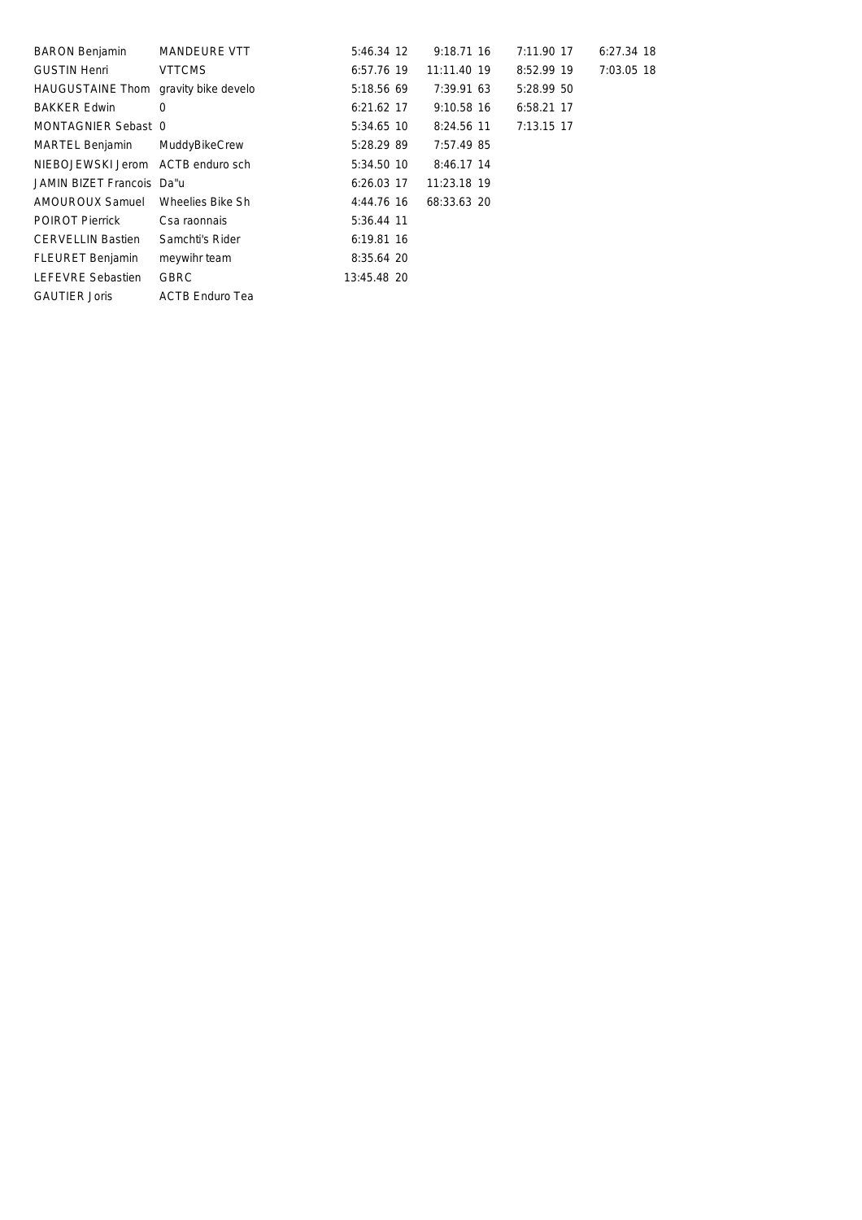| | | | | | |
|---|---|---|---|---|---|
| BARON Benjamin | MANDEURE VTT | 5:46.34 12 | 9:18.71 16 | 7:11.90 17 | 6:27.34 18 |
| GUSTIN Henri | VTTCMS | 6:57.76 19 | 11:11.40 19 | 8:52.99 19 | 7:03.05 18 |
| HAUGUSTAINE Thom | gravity bike develo | 5:18.56 69 | 7:39.91 63 | 5:28.99 50 | |
| BAKKER Edwin | 0 | 6:21.62 17 | 9:10.58 16 | 6:58.21 17 | |
| MONTAGNIER Sebast | 0 | 5:34.65 10 | 8:24.56 11 | 7:13.15 17 | |
| MARTEL Benjamin | MuddyBikeCrew | 5:28.29 89 | 7:57.49 85 | | |
| NIEBOJEWSKI Jerom | ACTB enduro sch | 5:34.50 10 | 8:46.17 14 | | |
| JAMIN BIZET Francois | Da"u | 6:26.03 17 | 11:23.18 19 | | |
| AMOUROUX Samuel | Wheelies Bike Sh | 4:44.76 16 | 68:33.63 20 | | |
| POIROT Pierrick | Csa raonnais | 5:36.44 11 | | | |
| CERVELLIN Bastien | Samchti's Rider | 6:19.81 16 | | | |
| FLEURET Benjamin | meywihr team | 8:35.64 20 | | | |
| LEFEVRE Sebastien | GBRC | 13:45.48 20 | | | |
| GAUTIER Joris | ACTB Enduro Tea | | | | |